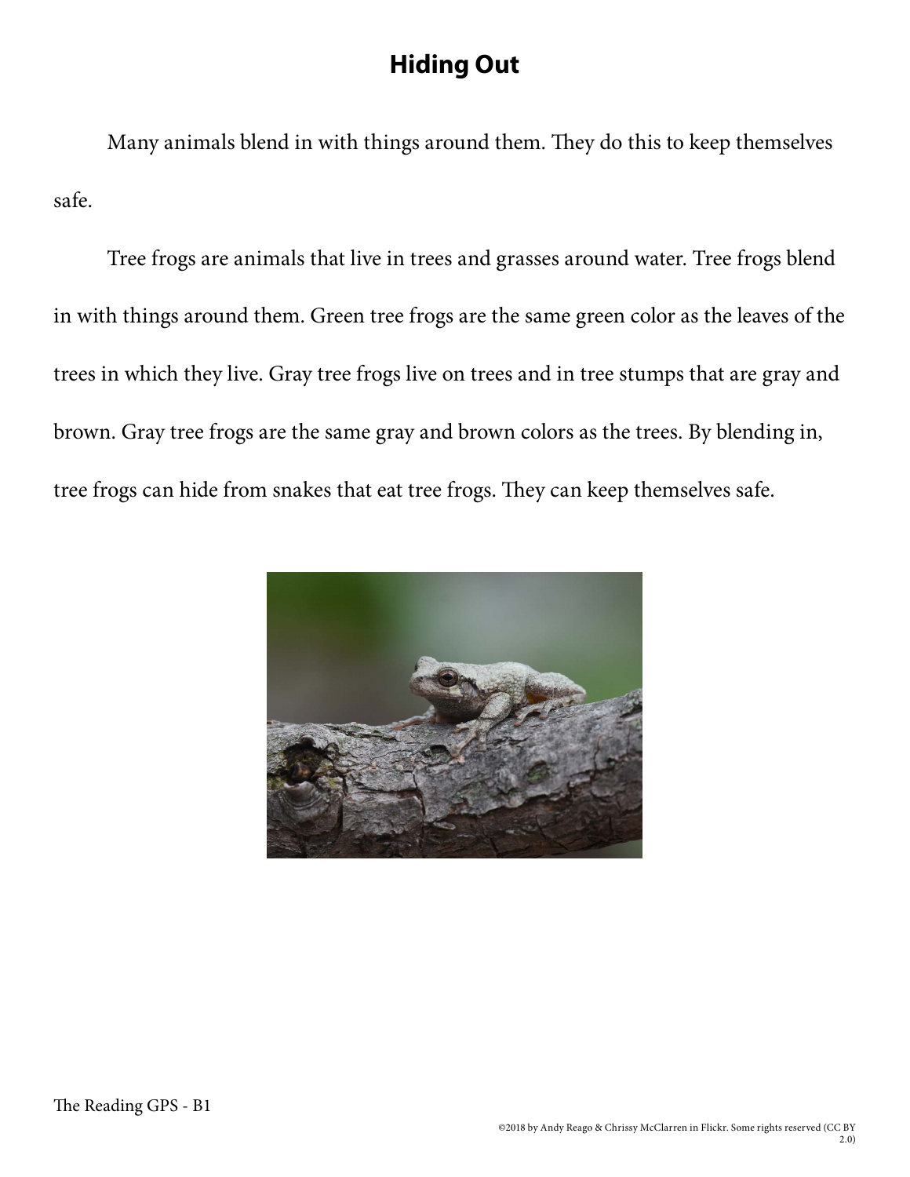# Hiding Out

Many animals blend in with things around them. They do this to keep themselves safe.

Tree frogs are animals that live in trees and grasses around water. Tree frogs blend in with things around them. Green tree frogs are the same green color as the leaves of the trees in which they live. Gray tree frogs live on trees and in tree stumps that are gray and brown. Gray tree frogs are the same gray and brown colors as the trees. By blending in, tree frogs can hide from snakes that eat tree frogs. They can keep themselves safe.

©2018 by Andy Reago & Chrissy McClarren in Flickr. Some rights reserved (CC BY 2.0)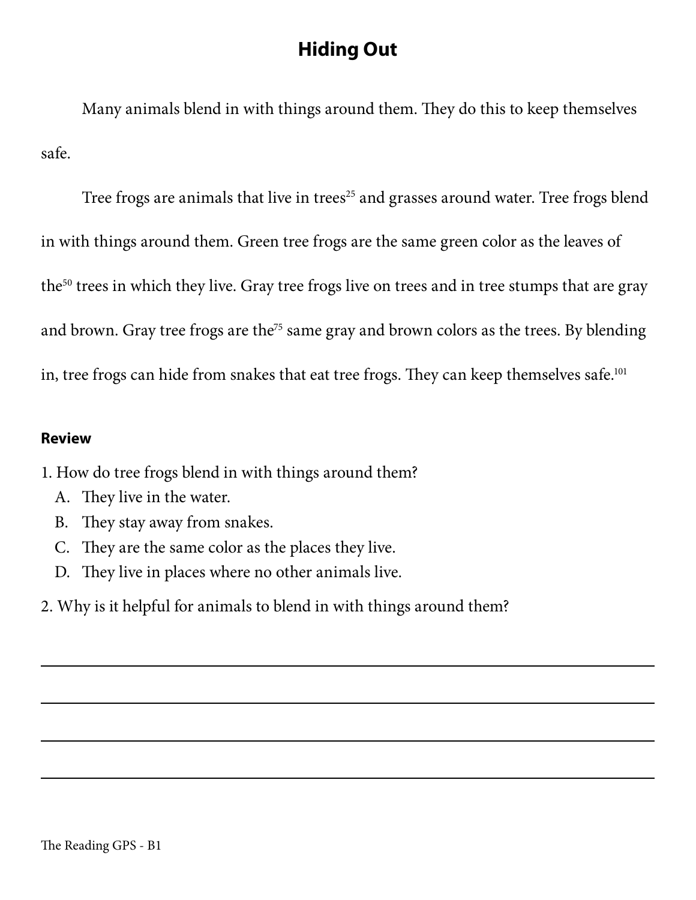# Hiding Out

Many animals blend in with things around them. They do this to keep themselves safe.

Tree frogs are animals that live in trees[25] and grasses around water. Tree frogs blend in with things around them. Green tree frogs are the same green color as the leaves of the[50] trees in which they live. Gray tree frogs live on trees and in tree stumps that are gray and brown. Gray tree frogs are the[75] same gray and brown colors as the trees. By blending in, tree frogs can hide from snakes that eat tree frogs. They can keep themselves safe.[101]

**Review**

1. How do tree frogs blend in with things around them?
   - A. They live in the water.
   - B. They stay away from snakes.
   - C. They are the same color as the places they live.
   - D. They live in places where no other animals live.

2. Why is it helpful for animals to blend in with things around them?

______________________________________________________________________

______________________________________________________________________

______________________________________________________________________

______________________________________________________________________

The Reading GPS - B1